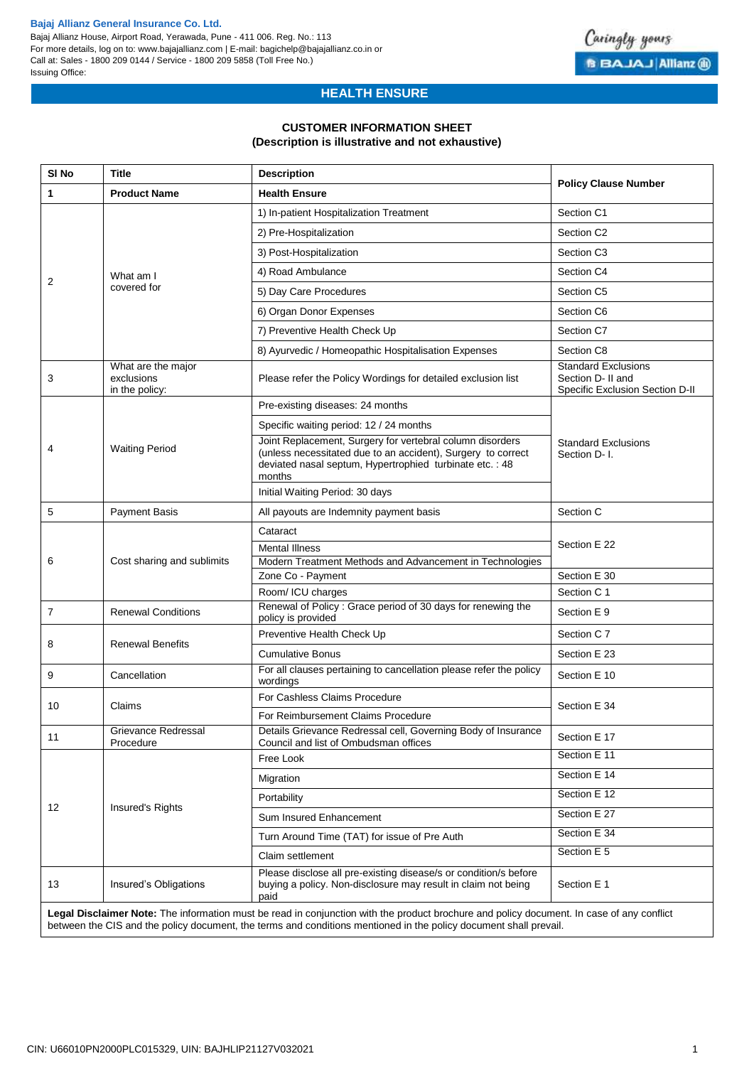**Bajaj Allianz General Insurance Co. Ltd.**
Bajaj Allianz House, Airport Road, Yerawada, Pune - 411 006. Reg. No.: 113
For more details, log on to: www.bajajallianz.com | E-mail: bagichelp@bajajallianz.co.in or
Call at: Sales - 1800 209 0144 / Service - 1800 209 5858 (Toll Free No.)
Issuing Office:

## HEALTH ENSURE

### CUSTOMER INFORMATION SHEET
**(Description is illustrative and not exhaustive)**

| Sl No | Title | Description | Policy Clause Number |
|---|---|---|---|
| **1** | **Product Name** | **Health Ensure** | |
| 2 | What am I covered for | 1) In-patient Hospitalization Treatment | Section C1 |
| | | 2) Pre-Hospitalization | Section C2 |
| | | 3) Post-Hospitalization | Section C3 |
| | | 4) Road Ambulance | Section C4 |
| | | 5) Day Care Procedures | Section C5 |
| | | 6) Organ Donor Expenses | Section C6 |
| | | 7) Preventive Health Check Up | Section C7 |
| | | 8) Ayurvedic / Homeopathic Hospitalisation Expenses | Section C8 |
| 3 | What are the major exclusions in the policy: | Please refer the Policy Wordings for detailed exclusion list | Standard Exclusions Section D- II and Specific Exclusion Section D-II |
| 4 | Waiting Period | Pre-existing diseases: 24 months | Standard Exclusions Section D- I. |
| | | Specific waiting period: 12 / 24 months | |
| | | Joint Replacement, Surgery for vertebral column disorders (unless necessitated due to an accident), Surgery to correct deviated nasal septum, Hypertrophied turbinate etc. : 48 months | |
| | | Initial Waiting Period: 30 days | |
| 5 | Payment Basis | All payouts are Indemnity payment basis | Section C |
| 6 | Cost sharing and sublimits | Cataract | Section E 22 |
| | | Mental Illness | |
| | | Modern Treatment Methods and Advancement in Technologies | |
| | | Zone Co - Payment | Section E 30 |
| | | Room/ ICU charges | Section C 1 |
| 7 | Renewal Conditions | Renewal of Policy : Grace period of 30 days for renewing the policy is provided | Section E 9 |
| 8 | Renewal Benefits | Preventive Health Check Up | Section C 7 |
| | | Cumulative Bonus | Section E 23 |
| 9 | Cancellation | For all clauses pertaining to cancellation please refer the policy wordings | Section E 10 |
| 10 | Claims | For Cashless Claims Procedure | Section E 34 |
| | | For Reimbursement Claims Procedure | |
| 11 | Grievance Redressal Procedure | Details Grievance Redressal cell, Governing Body of Insurance Council and list of Ombudsman offices | Section E 17 |
| 12 | Insured's Rights | Free Look | Section E 11 |
| | | Migration | Section E 14 |
| | | Portability | Section E 12 |
| | | Sum Insured Enhancement | Section E 27 |
| | | Turn Around Time (TAT) for issue of Pre Auth | Section E 34 |
| | | Claim settlement | Section E 5 |
| 13 | Insured's Obligations | Please disclose all pre-existing disease/s or condition/s before buying a policy. Non-disclosure may result in claim not being paid | Section E 1 |

**Legal Disclaimer Note:** The information must be read in conjunction with the product brochure and policy document. In case of any conflict between the CIS and the policy document, the terms and conditions mentioned in the policy document shall prevail.

CIN: U66010PN2000PLC015329, UIN: BAJHLIP21127V032021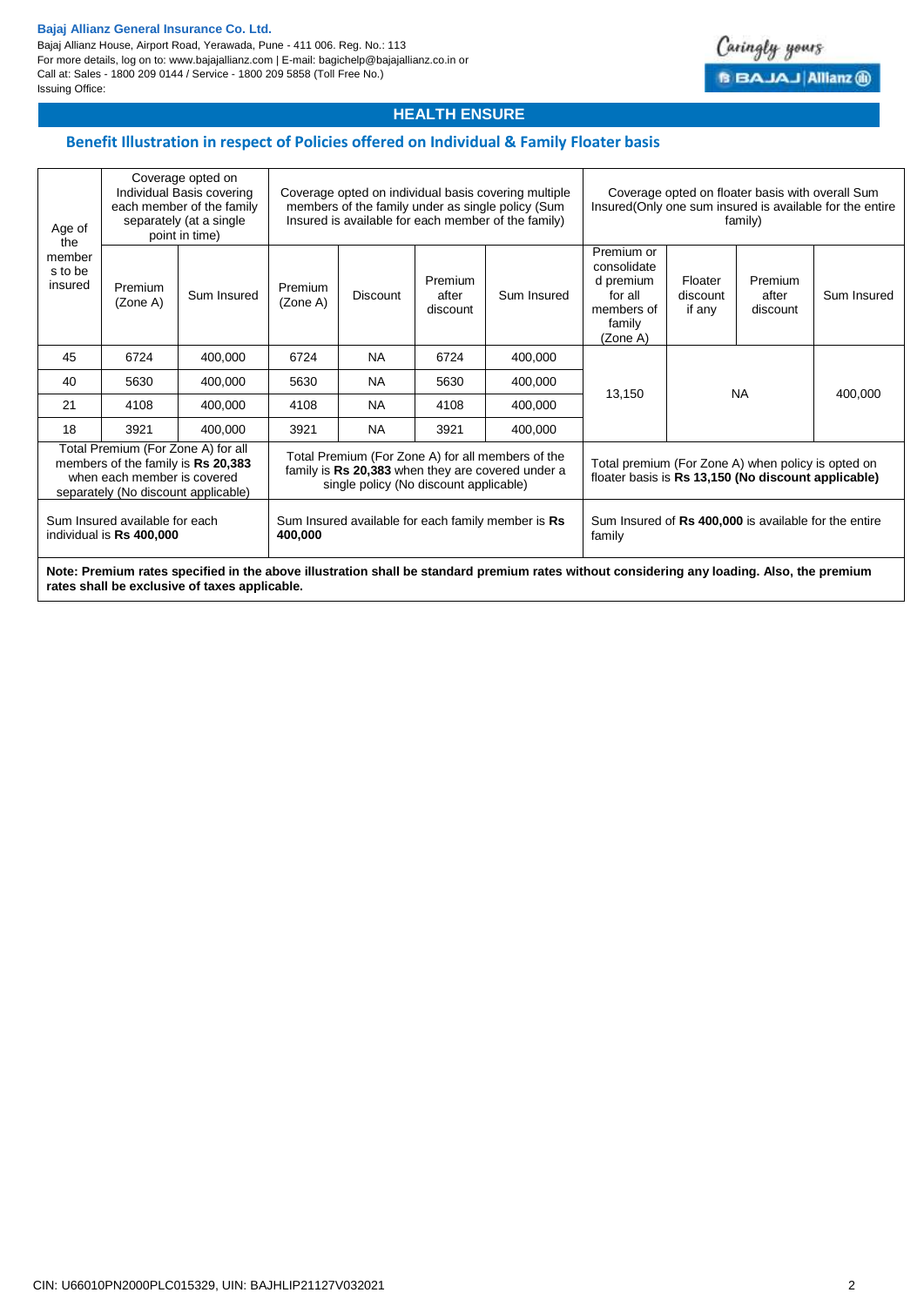**Bajaj Allianz General Insurance Co. Ltd.**
Bajaj Allianz House, Airport Road, Yerawada, Pune - 411 006. Reg. No.: 113
For more details, log on to: www.bajajallianz.com | E-mail: bagichelp@bajajallianz.co.in or
Call at: Sales - 1800 209 0144 / Service - 1800 209 5858 (Toll Free No.)
Issuing Office:

Caringly yours
BAJAJ | Allianz

## HEALTH ENSURE

### Benefit Illustration in respect of Policies offered on Individual & Family Floater basis

| Age of the members to be insured | Coverage opted on Individual Basis covering each member of the family separately (at a single point in time) | | Coverage opted on individual basis covering multiple members of the family under as single policy (Sum Insured is available for each member of the family) | | | | Coverage opted on floater basis with overall Sum Insured(Only one sum insured is available for the entire family) | | | |
|---|---|---|---|---|---|---|---|---|---|---|
| | Premium (Zone A) | Sum Insured | Premium (Zone A) | Discount | Premium after discount | Sum Insured | Premium or consolidated premium for all members of family (Zone A) | Floater discount if any | Premium after discount | Sum Insured |
| 45 | 6724 | 400,000 | 6724 | NA | 6724 | 400,000 | 13,150 | NA | | 400,000 |
| 40 | 5630 | 400,000 | 5630 | NA | 5630 | 400,000 | | | | |
| 21 | 4108 | 400,000 | 4108 | NA | 4108 | 400,000 | | | | |
| 18 | 3921 | 400,000 | 3921 | NA | 3921 | 400,000 | | | | |
| Total Premium (For Zone A) for all members of the family is **Rs 20,383** when each member is covered separately (No discount applicable) | | | Total Premium (For Zone A) for all members of the family is **Rs 20,383** when they are covered under a single policy (No discount applicable) | | | | Total premium (For Zone A) when policy is opted on floater basis is **Rs 13,150 (No discount applicable)** | | | |
| Sum Insured available for each individual is **Rs 400,000** | | | Sum Insured available for each family member is **Rs 400,000** | | | | Sum Insured of **Rs 400,000** is available for the entire family | | | |

**Note: Premium rates specified in the above illustration shall be standard premium rates without considering any loading. Also, the premium rates shall be exclusive of taxes applicable.**

CIN: U66010PN2000PLC015329, UIN: BAJHLIP21127V032021